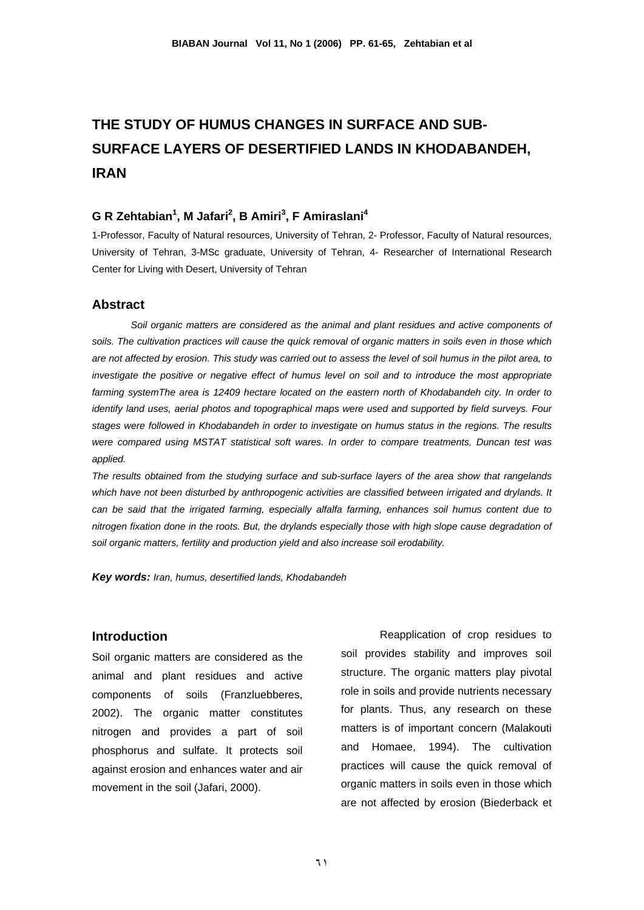# THE STUDY OF HUMUS CHANGES IN SURFACE AND SUB-SURFACE LAYERS OF DESERTIFIED LANDS IN KHODABANDEH, IRAN

### G R Zehtabian[1], M Jafari[2], B Amiri[3], F Amiraslani[4]

1-Professor, Faculty of Natural resources, University of Tehran, 2- Professor, Faculty of Natural resources, University of Tehran, 3-MSc graduate, University of Tehran, 4- Researcher of International Research Center for Living with Desert, University of Tehran

## Abstract

*Soil organic matters are considered as the animal and plant residues and active components of soils. The cultivation practices will cause the quick removal of organic matters in soils even in those which are not affected by erosion. This study was carried out to assess the level of soil humus in the pilot area, to investigate the positive or negative effect of humus level on soil and to introduce the most appropriate farming systemThe area is 12409 hectare located on the eastern north of Khodabandeh city. In order to identify land uses, aerial photos and topographical maps were used and supported by field surveys. Four stages were followed in Khodabandeh in order to investigate on humus status in the regions. The results were compared using MSTAT statistical soft wares. In order to compare treatments, Duncan test was applied.*

*The results obtained from the studying surface and sub-surface layers of the area show that rangelands which have not been disturbed by anthropogenic activities are classified between irrigated and drylands. It can be said that the irrigated farming, especially alfalfa farming, enhances soil humus content due to nitrogen fixation done in the roots. But, the drylands especially those with high slope cause degradation of soil organic matters, fertility and production yield and also increase soil erodability.*

***Key words:*** *Iran, humus, desertified lands, Khodabandeh*

## Introduction

Soil organic matters are considered as the animal and plant residues and active components of soils (Franzluebberes, 2002). The organic matter constitutes nitrogen and provides a part of soil phosphorus and sulfate. It protects soil against erosion and enhances water and air movement in the soil (Jafari, 2000).

Reapplication of crop residues to soil provides stability and improves soil structure. The organic matters play pivotal role in soils and provide nutrients necessary for plants. Thus, any research on these matters is of important concern (Malakouti and Homaee, 1994). The cultivation practices will cause the quick removal of organic matters in soils even in those which are not affected by erosion (Biederback et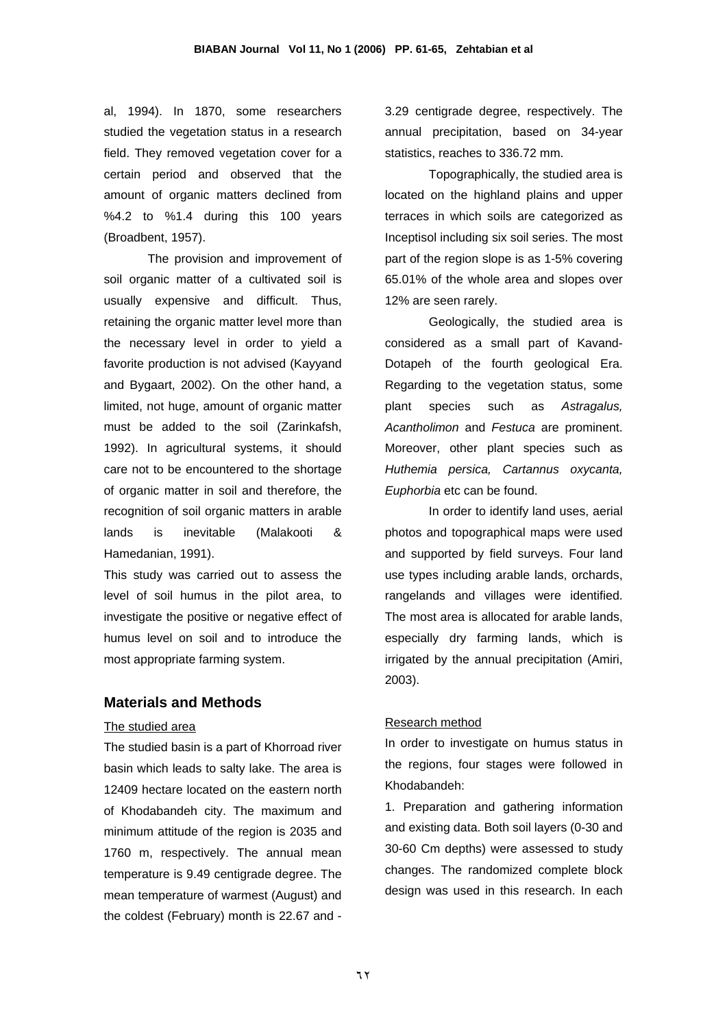al, 1994). In 1870, some researchers studied the vegetation status in a research field. They removed vegetation cover for a certain period and observed that the amount of organic matters declined from %4.2 to %1.4 during this 100 years (Broadbent, 1957).

The provision and improvement of soil organic matter of a cultivated soil is usually expensive and difficult. Thus, retaining the organic matter level more than the necessary level in order to yield a favorite production is not advised (Kayyand and Bygaart, 2002). On the other hand, a limited, not huge, amount of organic matter must be added to the soil (Zarinkafsh, 1992). In agricultural systems, it should care not to be encountered to the shortage of organic matter in soil and therefore, the recognition of soil organic matters in arable lands is inevitable (Malakooti & Hamedanian, 1991).

This study was carried out to assess the level of soil humus in the pilot area, to investigate the positive or negative effect of humus level on soil and to introduce the most appropriate farming system.

## Materials and Methods

### The studied area

The studied basin is a part of Khorroad river basin which leads to salty lake. The area is 12409 hectare located on the eastern north of Khodabandeh city. The maximum and minimum attitude of the region is 2035 and 1760 m, respectively. The annual mean temperature is 9.49 centigrade degree. The mean temperature of warmest (August) and the coldest (February) month is 22.67 and -3.29 centigrade degree, respectively. The annual precipitation, based on 34-year statistics, reaches to 336.72 mm.

Topographically, the studied area is located on the highland plains and upper terraces in which soils are categorized as Inceptisol including six soil series. The most part of the region slope is as 1-5% covering 65.01% of the whole area and slopes over 12% are seen rarely.

Geologically, the studied area is considered as a small part of Kavand-Dotapeh of the fourth geological Era. Regarding to the vegetation status, some plant species such as *Astragalus, Acantholimon* and *Festuca* are prominent. Moreover, other plant species such as *Huthemia persica, Cartannus oxycanta, Euphorbia* etc can be found.

In order to identify land uses, aerial photos and topographical maps were used and supported by field surveys. Four land use types including arable lands, orchards, rangelands and villages were identified. The most area is allocated for arable lands, especially dry farming lands, which is irrigated by the annual precipitation (Amiri, 2003).

### Research method

In order to investigate on humus status in the regions, four stages were followed in Khodabandeh:

1. Preparation and gathering information and existing data. Both soil layers (0-30 and 30-60 Cm depths) were assessed to study changes. The randomized complete block design was used in this research. In each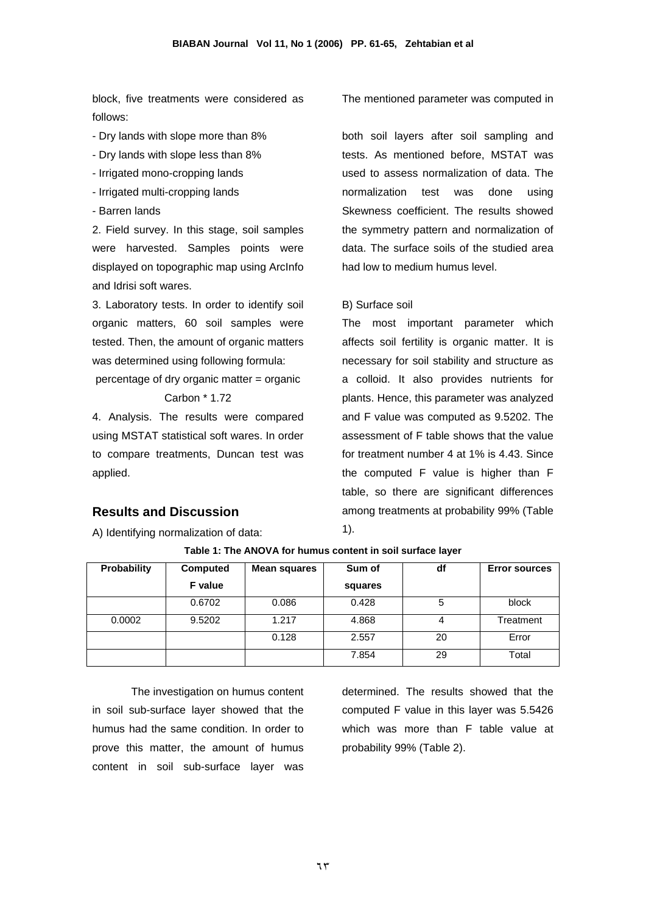block, five treatments were considered as follows:

- Dry lands with slope more than 8%
- Dry lands with slope less than 8%
- Irrigated mono-cropping lands
- Irrigated multi-cropping lands
- Barren lands

2. Field survey. In this stage, soil samples were harvested. Samples points were displayed on topographic map using ArcInfo and Idrisi soft wares.

3. Laboratory tests. In order to identify soil organic matters, 60 soil samples were tested. Then, the amount of organic matters was determined using following formula:

percentage of dry organic matter = organic Carbon * 1.72

4. Analysis. The results were compared using MSTAT statistical soft wares. In order to compare treatments, Duncan test was applied.

## Results and Discussion

A) Identifying normalization of data:

The mentioned parameter was computed in both soil layers after soil sampling and tests. As mentioned before, MSTAT was used to assess normalization of data. The normalization test was done using Skewness coefficient. The results showed the symmetry pattern and normalization of data. The surface soils of the studied area had low to medium humus level.

B) Surface soil

The most important parameter which affects soil fertility is organic matter. It is necessary for soil stability and structure as a colloid. It also provides nutrients for plants. Hence, this parameter was analyzed and F value was computed as 9.5202. The assessment of F table shows that the value for treatment number 4 at 1% is 4.43. Since the computed F value is higher than F table, so there are significant differences among treatments at probability 99% (Table 1).

**Table 1: The ANOVA for humus content in soil surface layer**

| Probability | Computed F value | Mean squares | Sum of squares | df | Error sources |
|---|---|---|---|---|---|
| | 0.6702 | 0.086 | 0.428 | 5 | block |
| 0.0002 | 9.5202 | 1.217 | 4.868 | 4 | Treatment |
| | | 0.128 | 2.557 | 20 | Error |
| | | | 7.854 | 29 | Total |

The investigation on humus content in soil sub-surface layer showed that the humus had the same condition. In order to prove this matter, the amount of humus content in soil sub-surface layer was determined. The results showed that the computed F value in this layer was 5.5426 which was more than F table value at probability 99% (Table 2).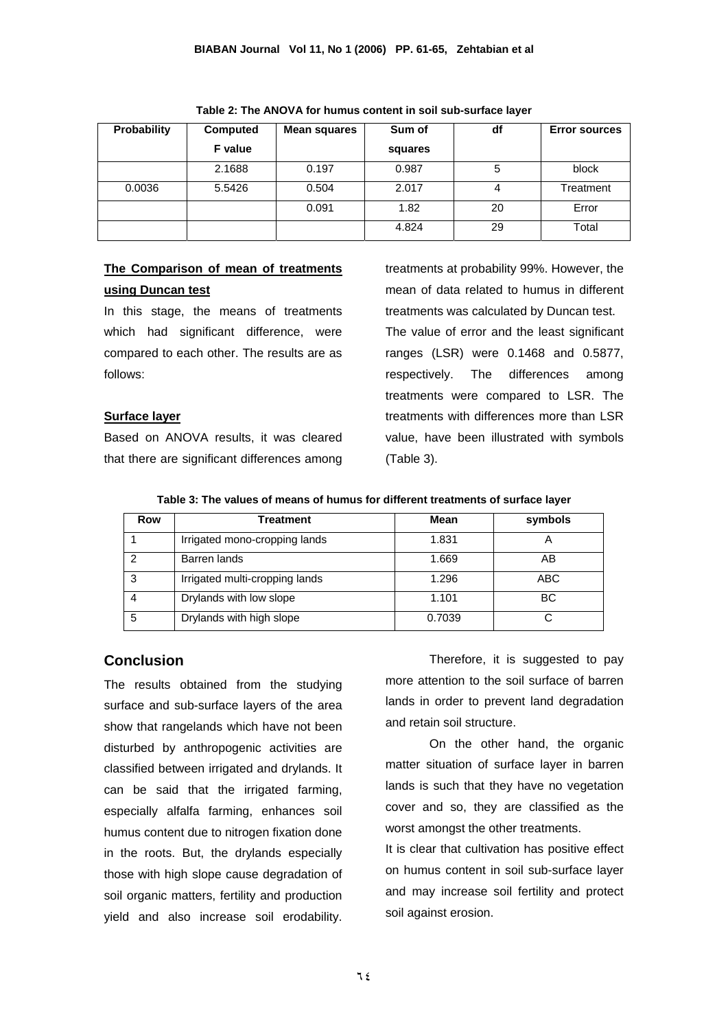**Table 2: The ANOVA for humus content in soil sub-surface layer**

| Probability | Computed F value | Mean squares | Sum of squares | df | Error sources |
|---|---|---|---|---|---|
| | 2.1688 | 0.197 | 0.987 | 5 | block |
| 0.0036 | 5.5426 | 0.504 | 2.017 | 4 | Treatment |
| | | 0.091 | 1.82 | 20 | Error |
| | | | 4.824 | 29 | Total |

**The Comparison of mean of treatments using Duncan test**

In this stage, the means of treatments which had significant difference, were compared to each other. The results are as follows:

**Surface layer**

Based on ANOVA results, it was cleared that there are significant differences among treatments at probability 99%. However, the mean of data related to humus in different treatments was calculated by Duncan test. The value of error and the least significant ranges (LSR) were 0.1468 and 0.5877, respectively. The differences among treatments were compared to LSR. The treatments with differences more than LSR value, have been illustrated with symbols (Table 3).

**Table 3: The values of means of humus for different treatments of surface layer**

| Row | Treatment | Mean | symbols |
|---|---|---|---|
| 1 | Irrigated mono-cropping lands | 1.831 | A |
| 2 | Barren lands | 1.669 | AB |
| 3 | Irrigated multi-cropping lands | 1.296 | ABC |
| 4 | Drylands with low slope | 1.101 | BC |
| 5 | Drylands with high slope | 0.7039 | C |

## Conclusion

The results obtained from the studying surface and sub-surface layers of the area show that rangelands which have not been disturbed by anthropogenic activities are classified between irrigated and drylands. It can be said that the irrigated farming, especially alfalfa farming, enhances soil humus content due to nitrogen fixation done in the roots. But, the drylands especially those with high slope cause degradation of soil organic matters, fertility and production yield and also increase soil erodability.

Therefore, it is suggested to pay more attention to the soil surface of barren lands in order to prevent land degradation and retain soil structure.

On the other hand, the organic matter situation of surface layer in barren lands is such that they have no vegetation cover and so, they are classified as the worst amongst the other treatments.

It is clear that cultivation has positive effect on humus content in soil sub-surface layer and may increase soil fertility and protect soil against erosion.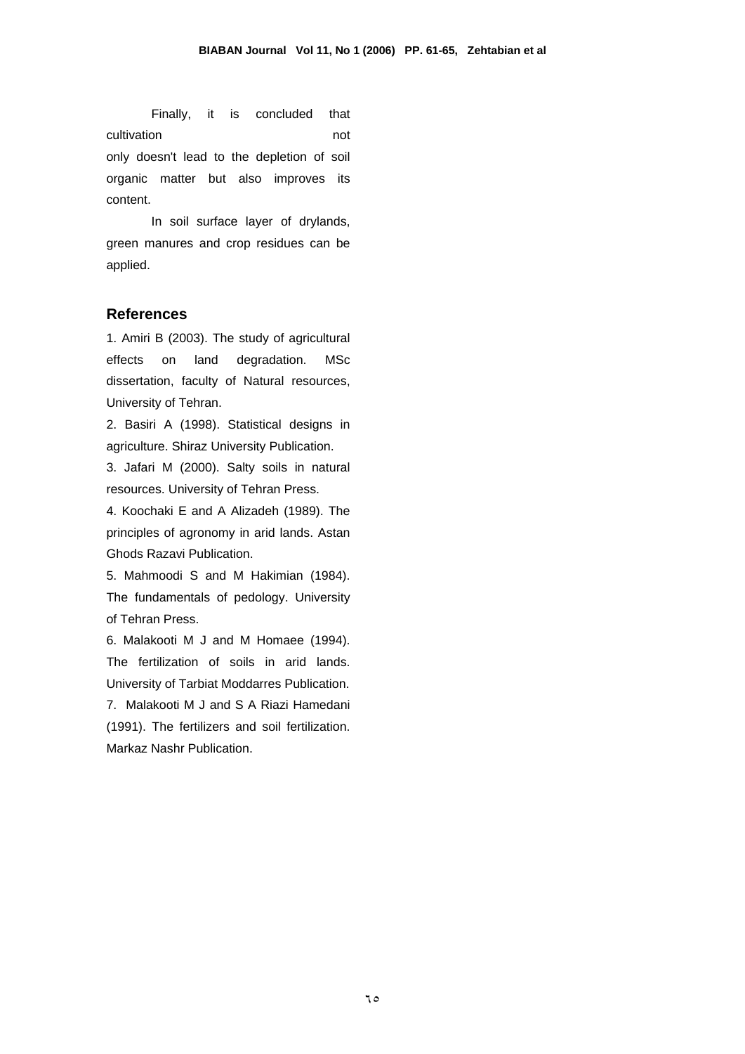Finally, it is concluded that cultivation not only doesn't lead to the depletion of soil organic matter but also improves its content.

In soil surface layer of drylands, green manures and crop residues can be applied.

## References

1. Amiri B (2003). The study of agricultural effects on land degradation. MSc dissertation, faculty of Natural resources, University of Tehran.
2. Basiri A (1998). Statistical designs in agriculture. Shiraz University Publication.
3. Jafari M (2000). Salty soils in natural resources. University of Tehran Press.
4. Koochaki E and A Alizadeh (1989). The principles of agronomy in arid lands. Astan Ghods Razavi Publication.
5. Mahmoodi S and M Hakimian (1984). The fundamentals of pedology. University of Tehran Press.
6. Malakooti M J and M Homaee (1994). The fertilization of soils in arid lands. University of Tarbiat Moddarres Publication.
7. Malakooti M J and S A Riazi Hamedani (1991). The fertilizers and soil fertilization. Markaz Nashr Publication.